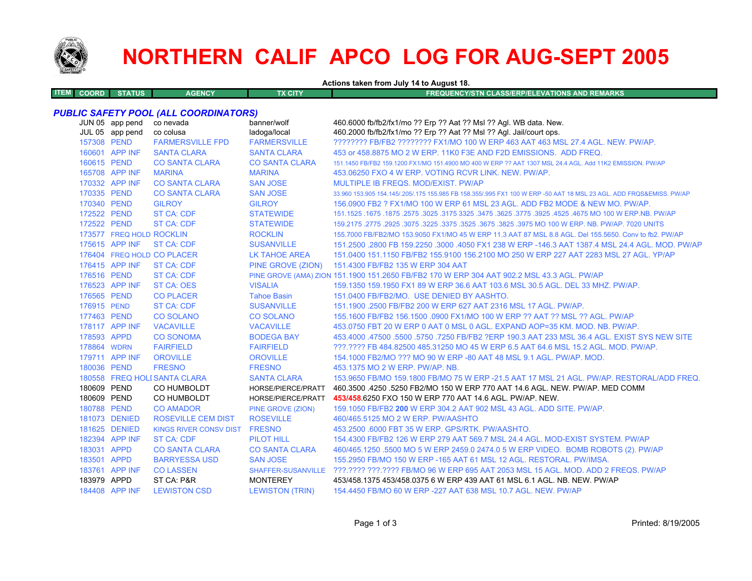# NORTHERN CALIF APCO LOG FOR AUG-SEPT 2005

**Actions taken from July 14 to August 18.**

| ITEM | COORD | STATUS | AGENCY | TX CITY | FREQUENCY/STN CLASS/ERP/ELEVATIONS AND REMARKS |
|---|---|---|---|---|---|

### *PUBLIC SAFETY POOL (ALL COORDINATORS)*

| ITEM | COORD | STATUS | AGENCY | TX CITY | FREQUENCY/STN CLASS/ERP/ELEVATIONS AND REMARKS |
|---|---|---|---|---|---|
| | JUN 05 | app pend | co nevada | banner/wolf | 460.6000 fb/fb2/fx1/mo ?? Erp ?? Aat ?? Msl ?? Agl. WB data. New. |
| | JUL 05 | app pend | co colusa | ladoga/local | 460.2000 fb/fb2/fx1/mo ?? Erp ?? Aat ?? Msl ?? Agl. Jail/court ops. |
| | 157308 | PEND | FARMERSVILLE FPD | FARMERSVILLE | ???????? FB/FB2 ???????? FX1/MO 100 W ERP 463 AAT 463 MSL 27.4 AGL. NEW. PW/AP. |
| | 160601 | APP INF | SANTA CLARA | SANTA CLARA | 453 or 458.8875 MO 2 W ERP. 11K0 F3E AND F2D EMISSIONS. ADD FREQ. |
| | 160615 | PEND | CO SANTA CLARA | CO SANTA CLARA | 151.1450 FB/FB2 159.1200 FX1/MO 151.4900 MO 400 W ERP ?? AAT 1307 MSL 24.4 AGL. Add 11K2 EMISSION. PW/AP |
| | 165708 | APP INF | MARINA | MARINA | 453.06250 FXO 4 W ERP. VOTING RCVR LINK. NEW. PW/AP. |
| | 170332 | APP INF | CO SANTA CLARA | SAN JOSE | MULTIPLE IB FREQS. MOD/EXIST. PW/AP |
| | 170335 | PEND | CO SANTA CLARA | SAN JOSE | 33.960 153.905 154.145/.205/.175 155.985 FB 158.355/.995 FX1 100 W ERP -50 AAT 18 MSL 23 AGL. ADD FRQS&EMISS. PW/AP |
| | 170340 | PEND | GILROY | GILROY | 156.0900 FB2 ? FX1/MO 100 W ERP 61 MSL 23 AGL. ADD FB2 MODE & NEW MO. PW/AP. |
| | 172522 | PEND | ST CA: CDF | STATEWIDE | 151.1525 .1675 .1875 .2575 .3025 .3175 3325 .3475 .3625 .3775 .3925 .4525 .4675 MO 100 W ERP.NB. PW/AP |
| | 172522 | PEND | ST CA: CDF | STATEWIDE | 159.2175 .2775 .2925 .3075 .3225 .3375 .3525 .3675 .3825 .3975 MO 100 W ERP. NB. PW/AP. 7020 UNITS |
| | 173577 | FREQ HOLD | ROCKLIN | ROCKLIN | 155.7000 FB/FB2/MO 153.9050 FX1/MO 45 W ERP 11.3 AAT 87 MSL 8.8 AGL. Del 155.5650. Conv to fb2. PW/AP |
| | 175615 | APP INF | ST CA: CDF | SUSANVILLE | 151.2500 .2800 FB 159.2250 .3000 .4050 FX1 238 W ERP -146.3 AAT 1387.4 MSL 24.4 AGL. MOD. PW/AP |
| | 176404 | FREQ HOLD | CO PLACER | LK TAHOE AREA | 151.0400 151.1150 FB/FB2 155.9100 156.2100 MO 250 W ERP 227 AAT 2283 MSL 27 AGL. YP/AP |
| | 176415 | APP INF | ST CA: CDF | PINE GROVE (ZION) | 151.4300 FB/FB2 135 W ERP 304 AAT |
| | 176516 | PEND | ST CA: CDF | PINE GROVE (AMA) ZION | 151.1900 151.2650 FB/FB2 170 W ERP 304 AAT 902.2 MSL 43.3 AGL. PW/AP |
| | 176523 | APP INF | ST CA: OES | VISALIA | 159.1350 159.1950 FX1 89 W ERP 36.6 AAT 103.6 MSL 30.5 AGL. DEL 33 MHZ. PW/AP. |
| | 176565 | PEND | CO PLACER | Tahoe Basin | 151.0400 FB/FB2/MO. USE DENIED BY AASHTO. |
| | 176915 | PEND | ST CA: CDF | SUSANVILLE | 151.1900 .2500 FB/FB2 200 W ERP 627 AAT 2316 MSL 17 AGL. PW/AP. |
| | 177463 | PEND | CO SOLANO | CO SOLANO | 155.1600 FB/FB2 156.1500 .0900 FX1/MO 100 W ERP ?? AAT ?? MSL ?? AGL. PW/AP |
| | 178117 | APP INF | VACAVILLE | VACAVILLE | 453.0750 FBT 20 W ERP 0 AAT 0 MSL 0 AGL. EXPAND AOP=35 KM. MOD. NB. PW/AP. |
| | 178593 | APPD | CO SONOMA | BODEGA BAY | 453.4000 .47500 .5500 .5750 .7250 FB/FB2 ?ERP 190.3 AAT 233 MSL 36.4 AGL. EXIST SYS NEW SITE |
| | 178864 | WDRN | FAIRFIELD | FAIRFIELD | ???.???? FB 484.82500 485.31250 MO 45 W ERP 6.5 AAT 64.6 MSL 15.2 AGL. MOD. PW/AP. |
| | 179711 | APP INF | OROVILLE | OROVILLE | 154.1000 FB2/MO ??? MO 90 W ERP -80 AAT 48 MSL 9.1 AGL. PW/AP. MOD. |
| | 180036 | PEND | FRESNO | FRESNO | 453.1375 MO 2 W ERP. PW/AP. NB. |
| | 180558 | FREQ HOLD | SANTA CLARA | SANTA CLARA | 153.9650 FB/MO 159.1800 FB/MO 75 W ERP -21.5 AAT 17 MSL 21 AGL. PW/AP. RESTORAL/ADD FREQ. |
| | 180609 | PEND | CO HUMBOLDT | HORSE/PIERCE/PRATT | 460.3500 .4250 .5250 FB2/MO 150 W ERP 770 AAT 14.6 AGL. NEW. PW/AP. MED COMM |
| | 180609 | PEND | CO HUMBOLDT | HORSE/PIERCE/PRATT | **453/458**.6250 FXO 150 W ERP 770 AAT 14.6 AGL. PW/AP. NEW. |
| | 180788 | PEND | CO AMADOR | PINE GROVE (ZION) | 159.1050 FB/FB2 **200** W ERP 304.2 AAT 902 MSL 43 AGL. ADD SITE. PW/AP. |
| | 181073 | DENIED | ROSEVILLE CEM DIST | ROSEVILLE | 460/465.5125 MO 2 W ERP. PW/AASHTO |
| | 181625 | DENIED | KINGS RIVER CONSV DIST | FRESNO | 453.2500 .6000 FBT 35 W ERP. GPS/RTK. PW/AASHTO. |
| | 182394 | APP INF | ST CA: CDF | PILOT HILL | 154.4300 FB/FB2 126 W ERP 279 AAT 569.7 MSL 24.4 AGL. MOD-EXIST SYSTEM. PW/AP |
| | 183031 | APPD | CO SANTA CLARA | CO SANTA CLARA | 460/465.1250 .5500 MO 5 W ERP 2459.0 2474.0 5 W ERP VIDEO. BOMB ROBOTS (2). PW/AP |
| | 183501 | APPD | BARRYESSA USD | SAN JOSE | 155.2950 FB/MO 150 W ERP -165 AAT 61 MSL 12 AGL. RESTORAL. PW/IMSA. |
| | 183761 | APP INF | CO LASSEN | SHAFFER-SUSANVILLE | ???.???? ???.???? FB/MO 96 W ERP 695 AAT 2053 MSL 15 AGL. MOD. ADD 2 FREQS. PW/AP |
| | 183979 | APPD | ST CA: P&R | MONTEREY | 453/458.1375 453/458.0375 6 W ERP 439 AAT 61 MSL 6.1 AGL. NB. NEW. PW/AP |
| | 184408 | APP INF | LEWISTON CSD | LEWISTON (TRIN) | 154.4450 FB/MO 60 W ERP -227 AAT 638 MSL 10.7 AGL. NEW. PW/AP |

Printed: 8/19/2005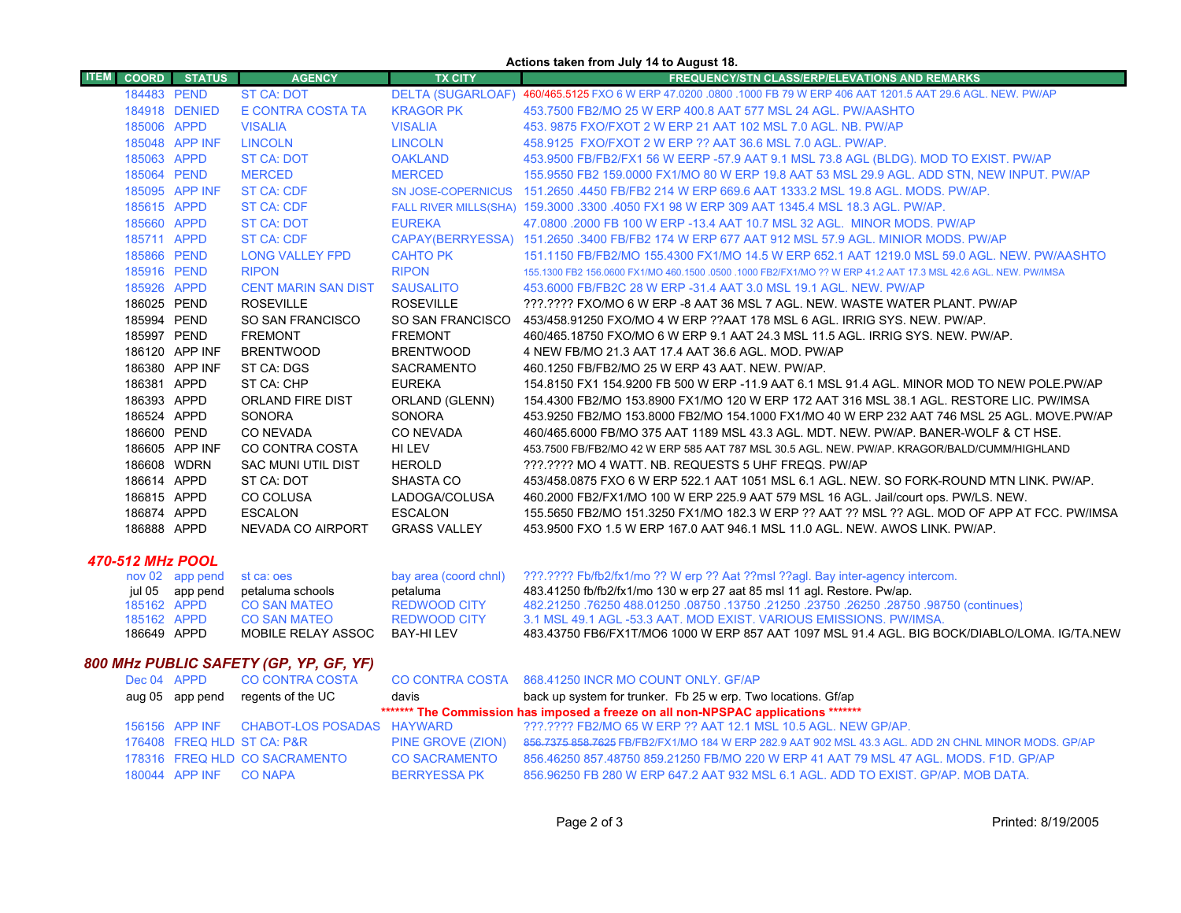Actions taken from July 14 to August 18.

| ITEM | COORD | STATUS | AGENCY | TX CITY | FREQUENCY/STN CLASS/ERP/ELEVATIONS AND REMARKS |
|---|---|---|---|---|---|
| | 184483 | PEND | ST CA: DOT | DELTA (SUGARLOAF) | 460/465.5125 FXO 6 W ERP 47.0200 .0800 .1000 FB 79 W ERP 406 AAT 1201.5 AAT 29.6 AGL. NEW. PW/AP |
| | 184918 | DENIED | E CONTRA COSTA TA | KRAGOR PK | 453.7500 FB2/MO 25 W ERP 400.8 AAT 577 MSL 24 AGL. PW/AASHTO |
| | 185006 | APPD | VISALIA | VISALIA | 453. 9875 FXO/FXOT 2 W ERP 21 AAT 102 MSL 7.0 AGL. NB. PW/AP |
| | 185048 | APP INF | LINCOLN | LINCOLN | 458.9125 FXO/FXOT 2 W ERP ?? AAT 36.6 MSL 7.0 AGL. PW/AP. |
| | 185063 | APPD | ST CA: DOT | OAKLAND | 453.9500 FB/FB2/FX1 56 W EERP -57.9 AAT 9.1 MSL 73.8 AGL (BLDG). MOD TO EXIST. PW/AP |
| | 185064 | PEND | MERCED | MERCED | 155.9550 FB2 159.0000 FX1/MO 80 W ERP 19.8 AAT 53 MSL 29.9 AGL. ADD STN, NEW INPUT. PW/AP |
| | 185095 | APP INF | ST CA: CDF | SN JOSE-COPERNICUS | 151.2650 .4450 FB/FB2 214 W ERP 669.6 AAT 1333.2 MSL 19.8 AGL. MODS. PW/AP. |
| | 185615 | APPD | ST CA: CDF | FALL RIVER MILLS(SHA) | 159.3000 .3300 .4050 FX1 98 W ERP 309 AAT 1345.4 MSL 18.3 AGL. PW/AP. |
| | 185660 | APPD | ST CA: DOT | EUREKA | 47.0800 .2000 FB 100 W ERP -13.4 AAT 10.7 MSL 32 AGL. MINOR MODS. PW/AP |
| | 185711 | APPD | ST CA: CDF | CAPAY(BERRYESSA) | 151.2650 .3400 FB/FB2 174 W ERP 677 AAT 912 MSL 57.9 AGL. MINIOR MODS. PW/AP |
| | 185866 | PEND | LONG VALLEY FPD | CAHTO PK | 151.1150 FB/FB2/MO 155.4300 FX1/MO 14.5 W ERP 652.1 AAT 1219.0 MSL 59.0 AGL. NEW. PW/AASHTO |
| | 185916 | PEND | RIPON | RIPON | 155.1300 FB2 156.0600 FX1/MO 460.1500 .0500 .1000 FB2/FX1/MO ?? W ERP 41.2 AAT 17.3 MSL 42.6 AGL. NEW. PW/IMSA |
| | 185926 | APPD | CENT MARIN SAN DIST | SAUSALITO | 453.6000 FB/FB2C 28 W ERP -31.4 AAT 3.0 MSL 19.1 AGL. NEW. PW/AP |
| | 186025 | PEND | ROSEVILLE | ROSEVILLE | ???.???? FXO/MO 6 W ERP -8 AAT 36 MSL 7 AGL. NEW. WASTE WATER PLANT. PW/AP |
| | 185994 | PEND | SO SAN FRANCISCO | SO SAN FRANCISCO | 453/458.91250 FXO/MO 4 W ERP ??AAT 178 MSL 6 AGL. IRRIG SYS. NEW. PW/AP. |
| | 185997 | PEND | FREMONT | FREMONT | 460/465.18750 FXO/MO 6 W ERP 9.1 AAT 24.3 MSL 11.5 AGL. IRRIG SYS. NEW. PW/AP. |
| | 186120 | APP INF | BRENTWOOD | BRENTWOOD | 4 NEW FB/MO 21.3 AAT 17.4 AAT 36.6 AGL. MOD. PW/AP |
| | 186380 | APP INF | ST CA: DGS | SACRAMENTO | 460.1250 FB/FB2/MO 25 W ERP 43 AAT. NEW. PW/AP. |
| | 186381 | APPD | ST CA: CHP | EUREKA | 154.8150 FX1 154.9200 FB 500 W ERP -11.9 AAT 6.1 MSL 91.4 AGL. MINOR MOD TO NEW POLE.PW/AP |
| | 186393 | APPD | ORLAND FIRE DIST | ORLAND (GLENN) | 154.4300 FB2/MO 153.8900 FX1/MO 120 W ERP 172 AAT 316 MSL 38.1 AGL. RESTORE LIC. PW/IMSA |
| | 186524 | APPD | SONORA | SONORA | 453.9250 FB2/MO 153.8000 FB2/MO 154.1000 FX1/MO 40 W ERP 232 AAT 746 MSL 25 AGL. MOVE.PW/AP |
| | 186600 | PEND | CO NEVADA | CO NEVADA | 460/465.6000 FB/MO 375 AAT 1189 MSL 43.3 AGL. MDT. NEW. PW/AP. BANER-WOLF & CT HSE. |
| | 186605 | APP INF | CO CONTRA COSTA | HI LEV | 453.7500 FB/FB2/MO 42 W ERP 585 AAT 787 MSL 30.5 AGL. NEW. PW/AP. KRAGOR/BALD/CUMM/HIGHLAND |
| | 186608 | WDRN | SAC MUNI UTIL DIST | HEROLD | ???.???? MO 4 WATT. NB. REQUESTS 5 UHF FREQS. PW/AP |
| | 186614 | APPD | ST CA: DOT | SHASTA CO | 453/458.0875 FXO 6 W ERP 522.1 AAT 1051 MSL 6.1 AGL. NEW. SO FORK-ROUND MTN LINK. PW/AP. |
| | 186815 | APPD | CO COLUSA | LADOGA/COLUSA | 460.2000 FB2/FX1/MO 100 W ERP 225.9 AAT 579 MSL 16 AGL. Jail/court ops. PW/LS. NEW. |
| | 186874 | APPD | ESCALON | ESCALON | 155.5650 FB2/MO 151.3250 FX1/MO 182.3 W ERP ?? AAT ?? MSL ?? AGL. MOD OF APP AT FCC. PW/IMSA |
| | 186888 | APPD | NEVADA CO AIRPORT | GRASS VALLEY | 453.9500 FXO 1.5 W ERP 167.0 AAT 946.1 MSL 11.0 AGL. NEW. AWOS LINK. PW/AP. |

## 470-512 MHz POOL

| ITEM | COORD | STATUS | AGENCY | TX CITY | FREQUENCY/STN CLASS/ERP/ELEVATIONS AND REMARKS |
|---|---|---|---|---|---|
| | nov 02 | app pend | st ca: oes | bay area (coord chnl) | ???.???? Fb/fb2/fx1/mo ?? W erp ?? Aat ??msl ??agl. Bay inter-agency intercom. |
| | jul 05 | app pend | petaluma schools | petaluma | 483.41250 fb/fb2/fx1/mo 130 w erp 27 aat 85 msl 11 agl. Restore. Pw/ap. |
| | 185162 | APPD | CO SAN MATEO | REDWOOD CITY | 482.21250 .76250 488.01250 .08750 .13750 .21250 .23750 .26250 .28750 .98750 (continues) |
| | 185162 | APPD | CO SAN MATEO | REDWOOD CITY | 3.1 MSL 49.1 AGL -53.3 AAT. MOD EXIST. VARIOUS EMISSIONS. PW/IMSA. |
| | 186649 | APPD | MOBILE RELAY ASSOC | BAY-HI LEV | 483.43750 FB6/FX1T/MO6 1000 W ERP 857 AAT 1097 MSL 91.4 AGL. BIG BOCK/DIABLO/LOMA. IG/TA.NEW |

## 800 MHz PUBLIC SAFETY (GP, YP, GF, YF)

| ITEM | COORD | STATUS | AGENCY | TX CITY | FREQUENCY/STN CLASS/ERP/ELEVATIONS AND REMARKS |
|---|---|---|---|---|---|
| | Dec 04 | APPD | CO CONTRA COSTA | CO CONTRA COSTA | 868.41250 INCR MO COUNT ONLY. GF/AP |
| | aug 05 | app pend | regents of the UC | davis | back up system for trunker. Fb 25 w erp. Two locations. Gf/ap |

**\*\*\*\*\*\*\* The Commission has imposed a freeze on all non-NPSPAC applications \*\*\*\*\*\*\***

| ITEM | COORD | STATUS | AGENCY | TX CITY | FREQUENCY/STN CLASS/ERP/ELEVATIONS AND REMARKS |
|---|---|---|---|---|---|
| | 156156 | APP INF | CHABOT-LOS POSADAS | HAYWARD | ???.???? FB2/MO 65 W ERP ?? AAT 12.1 MSL 10.5 AGL. NEW GP/AP. |
| | 176408 | FREQ HLD | ST CA: P&R | PINE GROVE (ZION) | ~~856.7375 858.7625~~ FB/FB2/FX1/MO 184 W ERP 282.9 AAT 902 MSL 43.3 AGL. ADD 2N CHNL MINOR MODS. GP/AP |
| | 178316 | FREQ HLD | CO SACRAMENTO | CO SACRAMENTO | 856.46250 857.48750 859.21250 FB/MO 220 W ERP 41 AAT 79 MSL 47 AGL. MODS. F1D. GP/AP |
| | 180044 | APP INF | CO NAPA | BERRYESSA PK | 856.96250 FB 280 W ERP 647.2 AAT 932 MSL 6.1 AGL. ADD TO EXIST. GP/AP. MOB DATA. |

Printed: 8/19/2005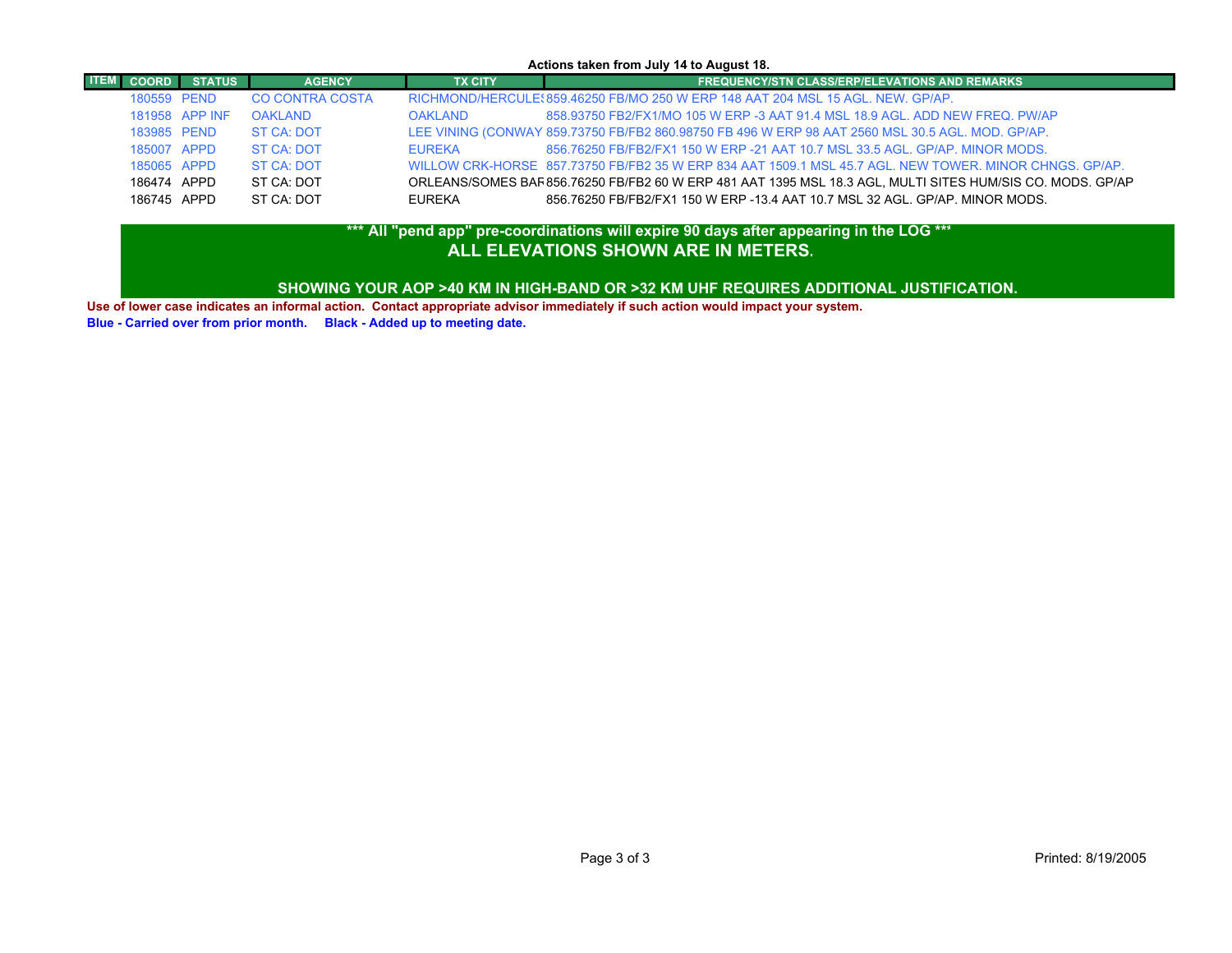**Actions taken from July 14 to August 18.**

| ITEM | COORD | STATUS | AGENCY | TX CITY | FREQUENCY/STN CLASS/ERP/ELEVATIONS AND REMARKS |
|---|---|---|---|---|---|
| | 180559 | PEND | CO CONTRA COSTA | RICHMOND/HERCULES | 859.46250 FB/MO 250 W ERP 148 AAT 204 MSL 15 AGL. NEW. GP/AP. |
| | 181958 | APP INF | OAKLAND | OAKLAND | 858.93750 FB2/FX1/MO 105 W ERP -3 AAT 91.4 MSL 18.9 AGL. ADD NEW FREQ. PW/AP |
| | 183985 | PEND | ST CA: DOT | LEE VINING (CONWAY | 859.73750 FB/FB2 860.98750 FB 496 W ERP 98 AAT 2560 MSL 30.5 AGL. MOD. GP/AP. |
| | 185007 | APPD | ST CA: DOT | EUREKA | 856.76250 FB/FB2/FX1 150 W ERP -21 AAT 10.7 MSL 33.5 AGL. GP/AP. MINOR MODS. |
| | 185065 | APPD | ST CA: DOT | WILLOW CRK-HORSE | 857.73750 FB/FB2 35 W ERP 834 AAT 1509.1 MSL 45.7 AGL. NEW TOWER. MINOR CHNGS. GP/AP. |
| | 186474 | APPD | ST CA: DOT | ORLEANS/SOMES BAR | 856.76250 FB/FB2 60 W ERP 481 AAT 1395 MSL 18.3 AGL, MULTI SITES HUM/SIS CO. MODS. GP/AP |
| | 186745 | APPD | ST CA: DOT | EUREKA | 856.76250 FB/FB2/FX1 150 W ERP -13.4 AAT 10.7 MSL 32 AGL. GP/AP. MINOR MODS. |

**\*\*\* All "pend app" pre-coordinations will expire 90 days after appearing in the LOG \*\*\***

**ALL ELEVATIONS SHOWN ARE IN METERS.**

**SHOWING YOUR AOP >40 KM IN HIGH-BAND OR >32 KM UHF REQUIRES ADDITIONAL JUSTIFICATION.**

**Use of lower case indicates an informal action. Contact appropriate advisor immediately if such action would impact your system.**

**Blue - Carried over from prior month. Black - Added up to meeting date.**

Printed: 8/19/2005